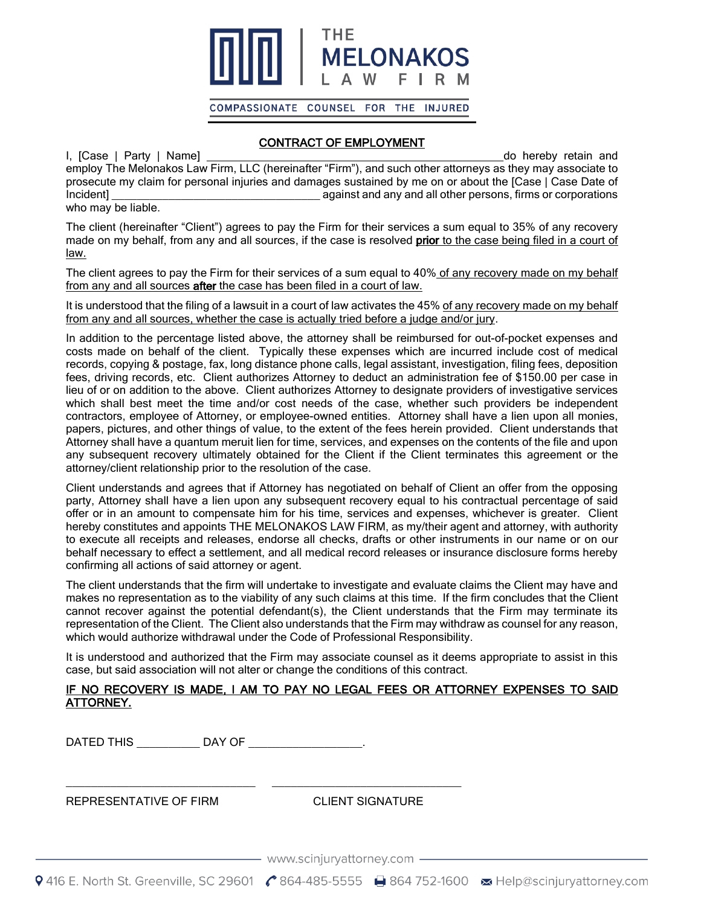THE MELONAKOS LAW FIRM

COMPASSIONATE COUNSEL FOR THE INJURED

## CONTRACT OF EMPLOYMENT

I, [Case | Party | Name] ________________________________________ do hereby retain and employ The Melonakos Law Firm, LLC (hereinafter "Firm"), and such other attorneys as they may associate to prosecute my claim for personal injuries and damages sustained by me on or about the [Case | Case Date of Incident] ______________________________ against and any and all other persons, firms or corporations who may be liable.

The client (hereinafter "Client") agrees to pay the Firm for their services a sum equal to 35% of any recovery made on my behalf, from any and all sources, if the case is resolved **prior** to the case being filed in a court of law.

The client agrees to pay the Firm for their services of a sum equal to 40% of any recovery made on my behalf from any and all sources **after** the case has been filed in a court of law.

It is understood that the filing of a lawsuit in a court of law activates the 45% of any recovery made on my behalf from any and all sources, whether the case is actually tried before a judge and/or jury.

In addition to the percentage listed above, the attorney shall be reimbursed for out-of-pocket expenses and costs made on behalf of the client. Typically these expenses which are incurred include cost of medical records, copying & postage, fax, long distance phone calls, legal assistant, investigation, filing fees, deposition fees, driving records, etc. Client authorizes Attorney to deduct an administration fee of $150.00 per case in lieu of or on addition to the above. Client authorizes Attorney to designate providers of investigative services which shall best meet the time and/or cost needs of the case, whether such providers be independent contractors, employee of Attorney, or employee-owned entities. Attorney shall have a lien upon all monies, papers, pictures, and other things of value, to the extent of the fees herein provided. Client understands that Attorney shall have a quantum meruit lien for time, services, and expenses on the contents of the file and upon any subsequent recovery ultimately obtained for the Client if the Client terminates this agreement or the attorney/client relationship prior to the resolution of the case.

Client understands and agrees that if Attorney has negotiated on behalf of Client an offer from the opposing party, Attorney shall have a lien upon any subsequent recovery equal to his contractual percentage of said offer or in an amount to compensate him for his time, services and expenses, whichever is greater. Client hereby constitutes and appoints THE MELONAKOS LAW FIRM, as my/their agent and attorney, with authority to execute all receipts and releases, endorse all checks, drafts or other instruments in our name or on our behalf necessary to effect a settlement, and all medical record releases or insurance disclosure forms hereby confirming all actions of said attorney or agent.

The client understands that the firm will undertake to investigate and evaluate claims the Client may have and makes no representation as to the viability of any such claims at this time. If the firm concludes that the Client cannot recover against the potential defendant(s), the Client understands that the Firm may terminate its representation of the Client. The Client also understands that the Firm may withdraw as counsel for any reason, which would authorize withdrawal under the Code of Professional Responsibility.

It is understood and authorized that the Firm may associate counsel as it deems appropriate to assist in this case, but said association will not alter or change the conditions of this contract.

IF NO RECOVERY IS MADE, I AM TO PAY NO LEGAL FEES OR ATTORNEY EXPENSES TO SAID ATTORNEY.

DATED THIS __________ DAY OF __________________.

______________________________ ______________________________

REPRESENTATIVE OF FIRM CLIENT SIGNATURE

www.scinjuryattorney.com

416 E. North St. Greenville, SC 29601 864-485-5555 864 752-1600 Help@scinjuryattorney.com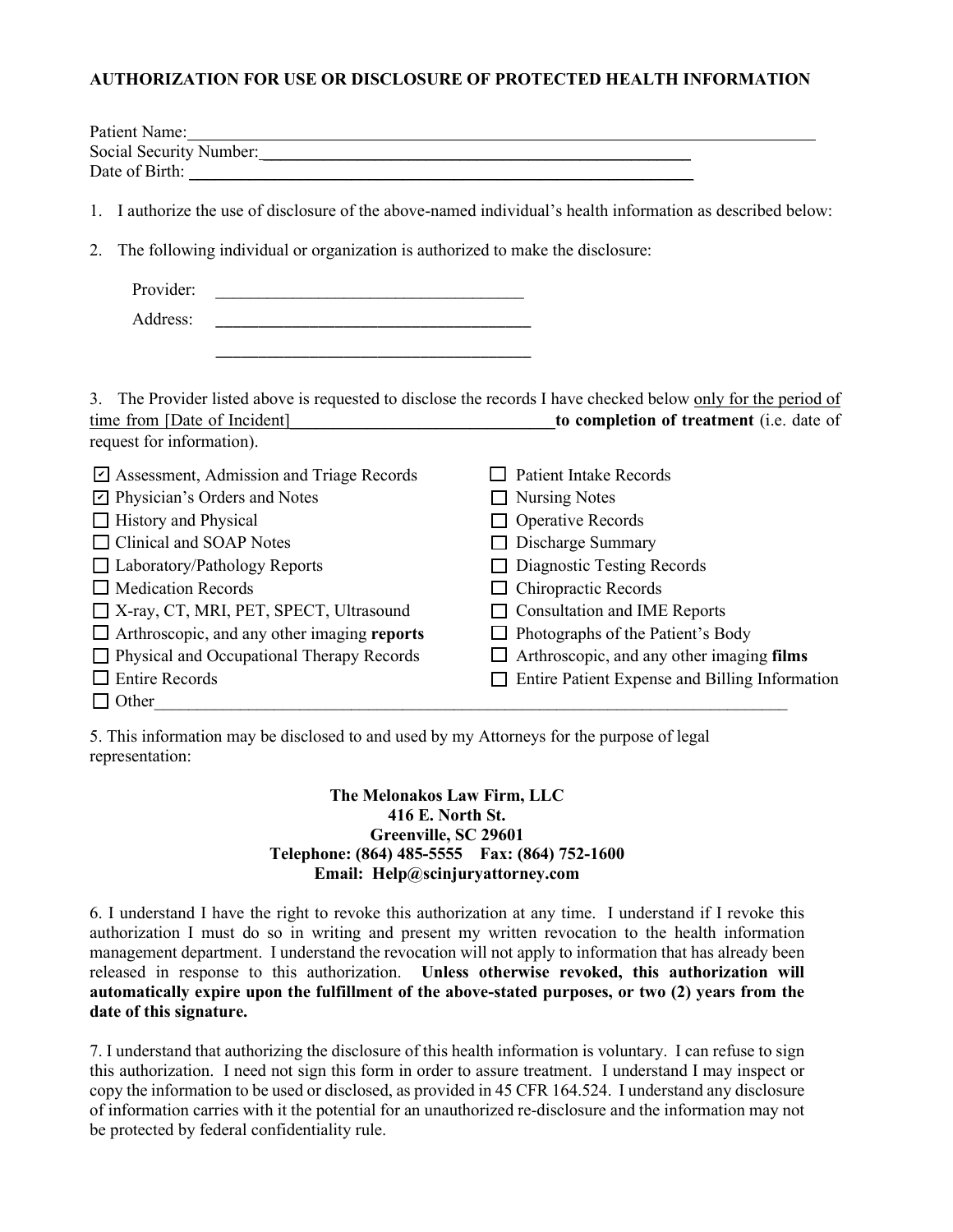# AUTHORIZATION FOR USE OR DISCLOSURE OF PROTECTED HEALTH INFORMATION

Patient Name: ______________________________________________

Social Security Number: ______________________________________

Date of Birth: ______________________________________________

1. I authorize the use of disclosure of the above-named individual's health information as described below:

2. The following individual or organization is authorized to make the disclosure:

   Provider: ____________________________________

   Address: ____________________________________

   ____________________________________

3. The Provider listed above is requested to disclose the records I have checked below <u>only for the period of time from [Date of Incident]</u>________________________________ **to completion of treatment** (i.e. date of request for information).

| | |
|---|---|
| ☑ Assessment, Admission and Triage Records | ☐ Patient Intake Records |
| ☑ Physician's Orders and Notes | ☐ Nursing Notes |
| ☐ History and Physical | ☐ Operative Records |
| ☐ Clinical and SOAP Notes | ☐ Discharge Summary |
| ☐ Laboratory/Pathology Reports | ☐ Diagnostic Testing Records |
| ☐ Medication Records | ☐ Chiropractic Records |
| ☐ X-ray, CT, MRI, PET, SPECT, Ultrasound | ☐ Consultation and IME Reports |
| ☐ Arthroscopic, and any other imaging **reports** | ☐ Photographs of the Patient's Body |
| ☐ Physical and Occupational Therapy Records | ☐ Arthroscopic, and any other imaging **films** |
| ☐ Entire Records | ☐ Entire Patient Expense and Billing Information |

☐ Other____________________________________________________________________________

5. This information may be disclosed to and used by my Attorneys for the purpose of legal representation:

**The Melonakos Law Firm, LLC**
**416 E. North St.**
**Greenville, SC 29601**
**Telephone: (864) 485-5555 Fax: (864) 752-1600**
**Email: Help@scinjuryattorney.com**

6. I understand I have the right to revoke this authorization at any time. I understand if I revoke this authorization I must do so in writing and present my written revocation to the health information management department. I understand the revocation will not apply to information that has already been released in response to this authorization. **Unless otherwise revoked, this authorization will automatically expire upon the fulfillment of the above-stated purposes, or two (2) years from the date of this signature.**

7. I understand that authorizing the disclosure of this health information is voluntary. I can refuse to sign this authorization. I need not sign this form in order to assure treatment. I understand I may inspect or copy the information to be used or disclosed, as provided in 45 CFR 164.524. I understand any disclosure of information carries with it the potential for an unauthorized re-disclosure and the information may not be protected by federal confidentiality rule.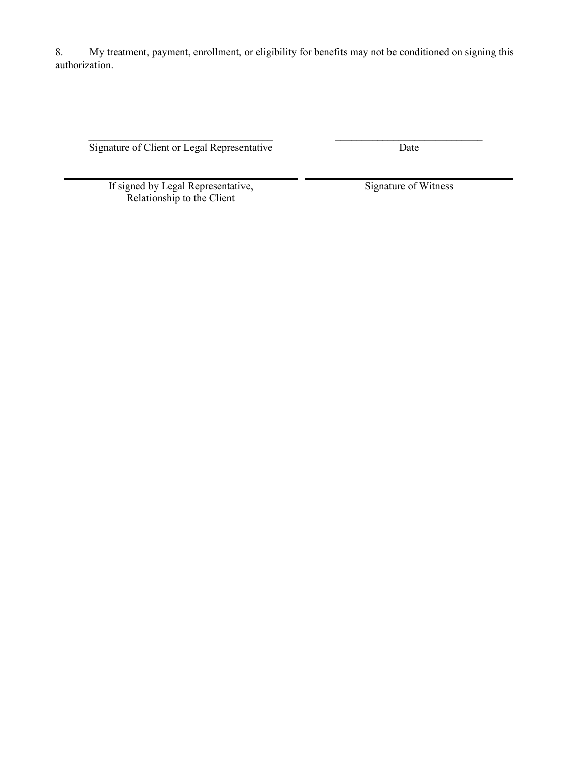8. My treatment, payment, enrollment, or eligibility for benefits may not be conditioned on signing this authorization.

\_\_\_\_\_\_\_\_\_\_\_\_\_\_\_\_\_\_\_\_\_\_\_\_\_\_\_\_\_\_\_\_\_\_\_\_
Signature of Client or Legal Representative

\_\_\_\_\_\_\_\_\_\_\_\_\_\_\_\_\_\_\_\_\_\_\_\_\_\_\_\_\_\_
Date

\_\_\_\_\_\_\_\_\_\_\_\_\_\_\_\_\_\_\_\_\_\_\_\_\_\_\_\_\_\_\_\_\_\_\_\_
If signed by Legal Representative,
Relationship to the Client

\_\_\_\_\_\_\_\_\_\_\_\_\_\_\_\_\_\_\_\_\_\_\_\_\_\_\_\_\_\_
Signature of Witness